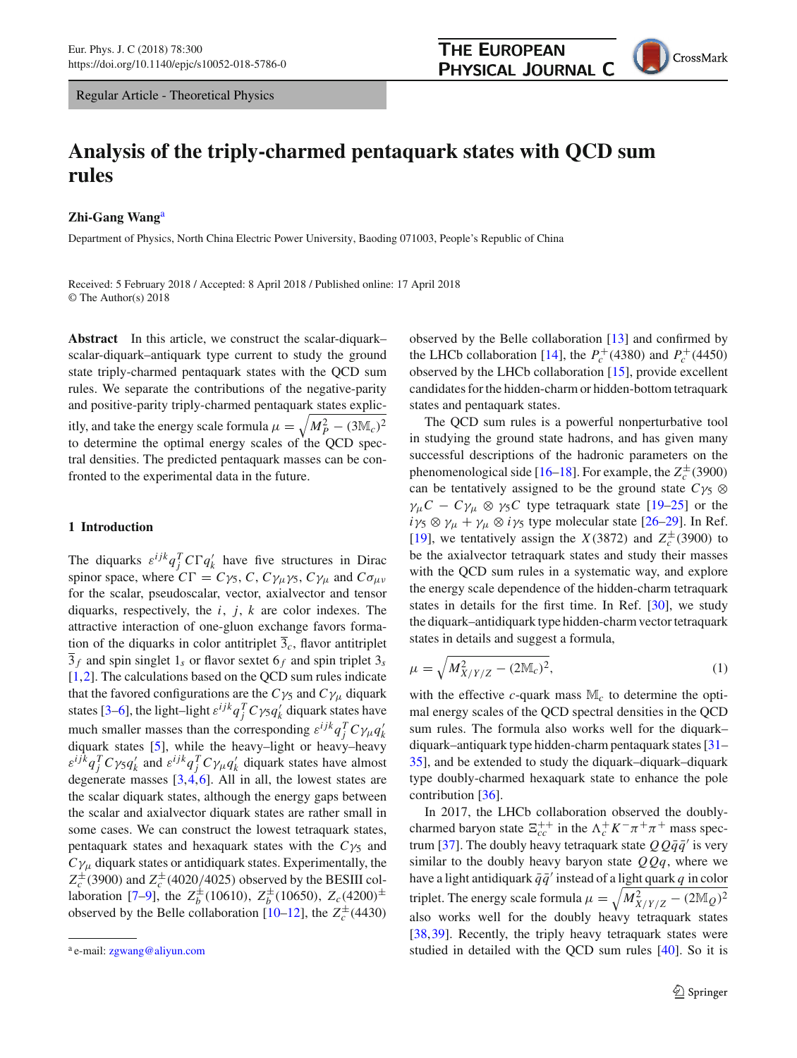# Analysis of the triply-charmed pentaquark states with QCD sum rules

**Zhi-Gang Wang**[a]

Department of Physics, North China Electric Power University, Baoding 071003, People's Republic of China

Received: 5 February 2018 / Accepted: 8 April 2018 / Published online: 17 April 2018
© The Author(s) 2018

**Abstract** In this article, we construct the scalar-diquark–scalar-diquark–antiquark type current to study the ground state triply-charmed pentaquark states with the QCD sum rules. We separate the contributions of the negative-parity and positive-parity triply-charmed pentaquark states explicitly, and take the energy scale formula $\mu = \sqrt{M_P^2 - (3\mathbb{M}_c)^2}$ to determine the optimal energy scales of the QCD spectral densities. The predicted pentaquark masses can be confronted to the experimental data in the future.

## 1 Introduction

The diquarks $\varepsilon^{ijk} q_j^T C\Gamma q_k'$ have five structures in Dirac spinor space, where $C\Gamma = C\gamma_5$, $C$, $C\gamma_\mu\gamma_5$, $C\gamma_\mu$ and $C\sigma_{\mu\nu}$ for the scalar, pseudoscalar, vector, axialvector and tensor diquarks, respectively, the $i$, $j$, $k$ are color indexes. The attractive interaction of one-gluon exchange favors formation of the diquarks in color antitriplet $\overline{3}_c$, flavor antitriplet $\overline{3}_f$ and spin singlet $1_s$ or flavor sextet $6_f$ and spin triplet $3_s$ [1,2]. The calculations based on the QCD sum rules indicate that the favored configurations are the $C\gamma_5$ and $C\gamma_\mu$ diquark states [3–6], the light–light $\varepsilon^{ijk} q_j^T C\gamma_5 q_k'$ diquark states have much smaller masses than the corresponding $\varepsilon^{ijk} q_j^T C\gamma_\mu q_k'$ diquark states [5], while the heavy–light or heavy–heavy $\varepsilon^{ijk} q_j^T C\gamma_5 q_k'$ and $\varepsilon^{ijk} q_j^T C\gamma_\mu q_k'$ diquark states have almost degenerate masses [3,4,6]. All in all, the lowest states are the scalar diquark states, although the energy gaps between the scalar and axialvector diquark states are rather small in some cases. We can construct the lowest tetraquark states, pentaquark states and hexaquark states with the $C\gamma_5$ and $C\gamma_\mu$ diquark states or antidiquark states. Experimentally, the $Z_c^\pm(3900)$ and $Z_c^\pm(4020/4025)$ observed by the BESIII collaboration [7–9], the $Z_b^\pm(10610)$, $Z_b^\pm(10650)$, $Z_c(4200)^\pm$ observed by the Belle collaboration [10–12], the $Z_c^\pm(4430)$ observed by the Belle collaboration [13] and confirmed by the LHCb collaboration [14], the $P_c^+(4380)$ and $P_c^+(4450)$ observed by the LHCb collaboration [15], provide excellent candidates for the hidden-charm or hidden-bottom tetraquark states and pentaquark states.

The QCD sum rules is a powerful nonperturbative tool in studying the ground state hadrons, and has given many successful descriptions of the hadronic parameters on the phenomenological side [16–18]. For example, the $Z_c^\pm(3900)$ can be tentatively assigned to be the ground state $C\gamma_5 \otimes \gamma_\mu C - C\gamma_\mu \otimes \gamma_5 C$ type tetraquark state [19–25] or the $i\gamma_5 \otimes \gamma_\mu + \gamma_\mu \otimes i\gamma_5$ type molecular state [26–29]. In Ref. [19], we tentatively assign the $X(3872)$ and $Z_c^\pm(3900)$ to be the axialvector tetraquark states and study their masses with the QCD sum rules in a systematic way, and explore the energy scale dependence of the hidden-charm tetraquark states in details for the first time. In Ref. [30], we study the diquark–antidiquark type hidden-charm vector tetraquark states in details and suggest a formula,

$$\mu = \sqrt{M_{X/Y/Z}^2 - (2\mathbb{M}_c)^2}, \tag{1}$$

with the effective $c$-quark mass $\mathbb{M}_c$ to determine the optimal energy scales of the QCD spectral densities in the QCD sum rules. The formula also works well for the diquark–diquark–antiquark type hidden-charm pentaquark states [31–35], and be extended to study the diquark–diquark–diquark type doubly-charmed hexaquark state to enhance the pole contribution [36].

In 2017, the LHCb collaboration observed the doubly-charmed baryon state $\Xi_{cc}^{++}$ in the $\Lambda_c^+ K^- \pi^+ \pi^+$ mass spectrum [37]. The doubly heavy tetraquark state $QQ\bar{q}\bar{q}'$ is very similar to the doubly heavy baryon state $QQq$, where we have a light antidiquark $\bar{q}\bar{q}'$ instead of a light quark $q$ in color triplet. The energy scale formula $\mu = \sqrt{M_{X/Y/Z}^2 - (2\mathbb{M}_Q)^2}$ also works well for the doubly heavy tetraquark states [38,39]. Recently, the triply heavy tetraquark states were studied in detailed with the QCD sum rules [40]. So it is

[a] e-mail: zgwang@aliyun.com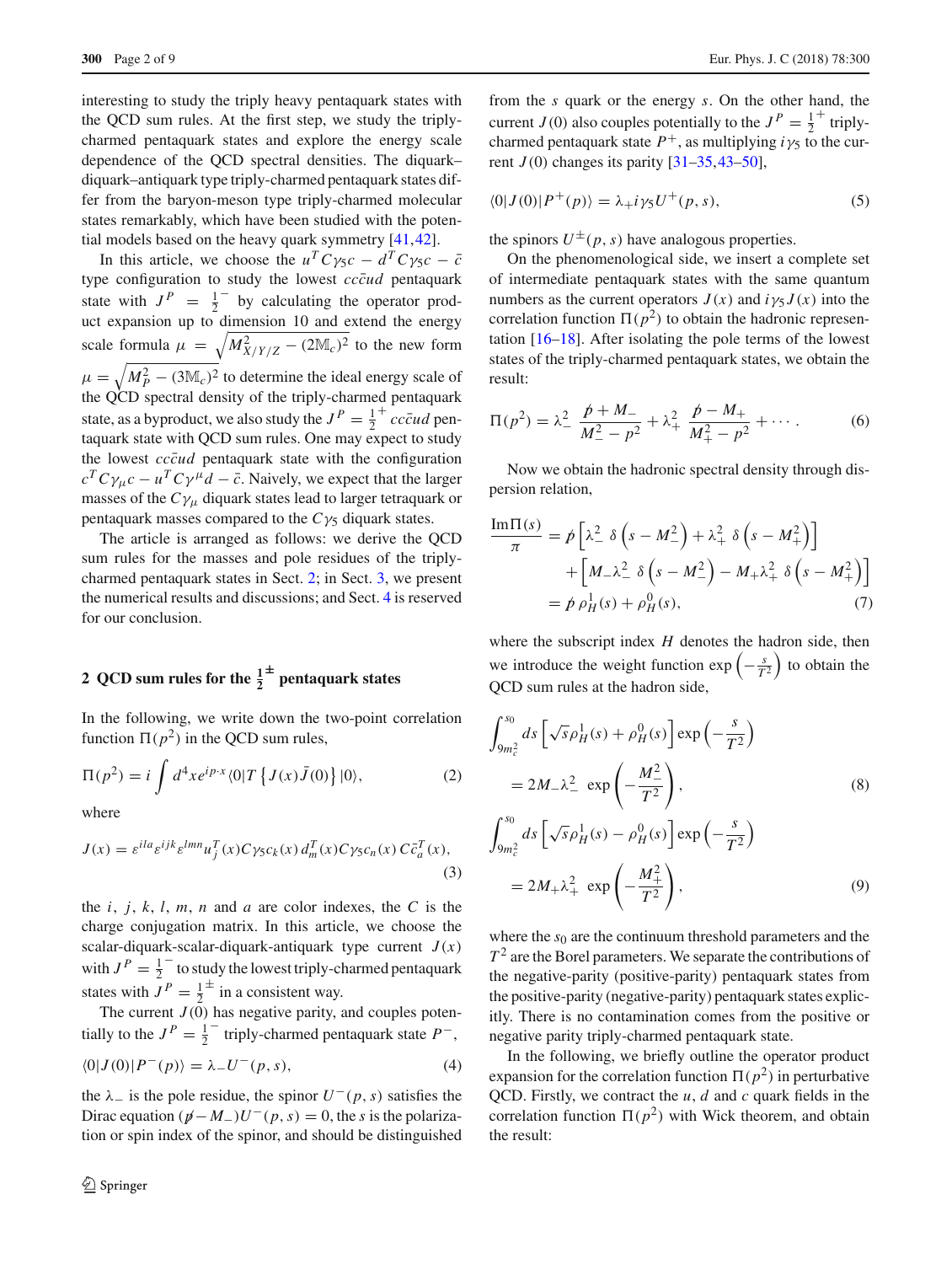interesting to study the triply heavy pentaquark states with the QCD sum rules. At the first step, we study the triply-charmed pentaquark states and explore the energy scale dependence of the QCD spectral densities. The diquark–diquark–antiquark type triply-charmed pentaquark states differ from the baryon-meson type triply-charmed molecular states remarkably, which have been studied with the potential models based on the heavy quark symmetry [41,42].

In this article, we choose the $u^TC\gamma_5 c - d^TC\gamma_5 c - \bar{c}$ type configuration to study the lowest $cc\bar{c}ud$ pentaquark state with $J^P = \frac{1}{2}^-$ by calculating the operator product expansion up to dimension 10 and extend the energy scale formula $\mu = \sqrt{M^2_{X/Y/Z} - (2\mathbb{M}_c)^2}$ to the new form $\mu = \sqrt{M^2_P - (3\mathbb{M}_c)^2}$ to determine the ideal energy scale of the QCD spectral density of the triply-charmed pentaquark state, as a byproduct, we also study the $J^P = \frac{1}{2}^+$ $cc\bar{c}ud$ pentaquark state with QCD sum rules. One may expect to study the lowest $cc\bar{c}ud$ pentaquark state with the configuration $c^TC\gamma_\mu c - u^TC\gamma^\mu d - \bar{c}$. Naively, we expect that the larger masses of the $C\gamma_\mu$ diquark states lead to larger tetraquark or pentaquark masses compared to the $C\gamma_5$ diquark states.

The article is arranged as follows: we derive the QCD sum rules for the masses and pole residues of the triply-charmed pentaquark states in Sect. 2; in Sect. 3, we present the numerical results and discussions; and Sect. 4 is reserved for our conclusion.

## 2 QCD sum rules for the $\frac{1}{2}^{\pm}$ pentaquark states

In the following, we write down the two-point correlation function $\Pi(p^2)$ in the QCD sum rules,

$$\Pi(p^2) = i\int d^4x e^{ip\cdot x}\langle 0|T\left\{J(x)\bar{J}(0)\right\}|0\rangle, \tag{2}$$

where

$$J(x) = \varepsilon^{ila}\varepsilon^{ijk}\varepsilon^{lmn}u_j^T(x)C\gamma_5 c_k(x)\, d_m^T(x)C\gamma_5 c_n(x)\, C\bar{c}_a^T(x), \tag{3}$$

the $i$, $j$, $k$, $l$, $m$, $n$ and $a$ are color indexes, the $C$ is the charge conjugation matrix. In this article, we choose the scalar-diquark-scalar-diquark-antiquark type current $J(x)$ with $J^P = \frac{1}{2}^-$ to study the lowest triply-charmed pentaquark states with $J^P = \frac{1}{2}^{\pm}$ in a consistent way.

The current $J(0)$ has negative parity, and couples potentially to the $J^P = \frac{1}{2}^-$ triply-charmed pentaquark state $P^-$,

$$\langle 0|J(0)|P^-(p)\rangle = \lambda_- U^-(p,s), \tag{4}$$

the $\lambda_-$ is the pole residue, the spinor $U^-(p,s)$ satisfies the Dirac equation $(\not{p} - M_-)U^-(p,s) = 0$, the $s$ is the polarization or spin index of the spinor, and should be distinguished from the $s$ quark or the energy $s$. On the other hand, the current $J(0)$ also couples potentially to the $J^P = \frac{1}{2}^+$ triply-charmed pentaquark state $P^+$, as multiplying $i\gamma_5$ to the current $J(0)$ changes its parity [31–35,43–50],

$$\langle 0|J(0)|P^+(p)\rangle = \lambda_+ i\gamma_5 U^+(p,s), \tag{5}$$

the spinors $U^{\pm}(p,s)$ have analogous properties.

On the phenomenological side, we insert a complete set of intermediate pentaquark states with the same quantum numbers as the current operators $J(x)$ and $i\gamma_5 J(x)$ into the correlation function $\Pi(p^2)$ to obtain the hadronic representation [16–18]. After isolating the pole terms of the lowest states of the triply-charmed pentaquark states, we obtain the result:

$$\Pi(p^2) = \lambda_-^2\, \frac{\not{p} + M_-}{M_-^2 - p^2} + \lambda_+^2\, \frac{\not{p} - M_+}{M_+^2 - p^2} + \cdots. \tag{6}$$

Now we obtain the hadronic spectral density through dispersion relation,

$$\begin{aligned}\frac{\mathrm{Im}\Pi(s)}{\pi} &= \not{p}\left[\lambda_-^2\, \delta\left(s - M_-^2\right) + \lambda_+^2\, \delta\left(s - M_+^2\right)\right] \\ &\quad + \left[M_-\lambda_-^2\, \delta\left(s - M_-^2\right) - M_+\lambda_+^2\, \delta\left(s - M_+^2\right)\right] \\ &= \not{p}\,\rho_H^1(s) + \rho_H^0(s),\end{aligned} \tag{7}$$

where the subscript index $H$ denotes the hadron side, then we introduce the weight function $\exp\left(-\frac{s}{T^2}\right)$ to obtain the QCD sum rules at the hadron side,

$$\begin{aligned}&\int_{9m_c^2}^{s_0} ds\left[\sqrt{s}\rho_H^1(s) + \rho_H^0(s)\right]\exp\left(-\frac{s}{T^2}\right) \\ &\quad = 2M_-\lambda_-^2\, \exp\left(-\frac{M_-^2}{T^2}\right),\end{aligned} \tag{8}$$

$$\begin{aligned}&\int_{9m_c^2}^{s_0} ds\left[\sqrt{s}\rho_H^1(s) - \rho_H^0(s)\right]\exp\left(-\frac{s}{T^2}\right) \\ &\quad = 2M_+\lambda_+^2\, \exp\left(-\frac{M_+^2}{T^2}\right),\end{aligned} \tag{9}$$

where the $s_0$ are the continuum threshold parameters and the $T^2$ are the Borel parameters. We separate the contributions of the negative-parity (positive-parity) pentaquark states from the positive-parity (negative-parity) pentaquark states explicitly. There is no contamination comes from the positive or negative parity triply-charmed pentaquark state.

In the following, we briefly outline the operator product expansion for the correlation function $\Pi(p^2)$ in perturbative QCD. Firstly, we contract the $u$, $d$ and $c$ quark fields in the correlation function $\Pi(p^2)$ with Wick theorem, and obtain the result: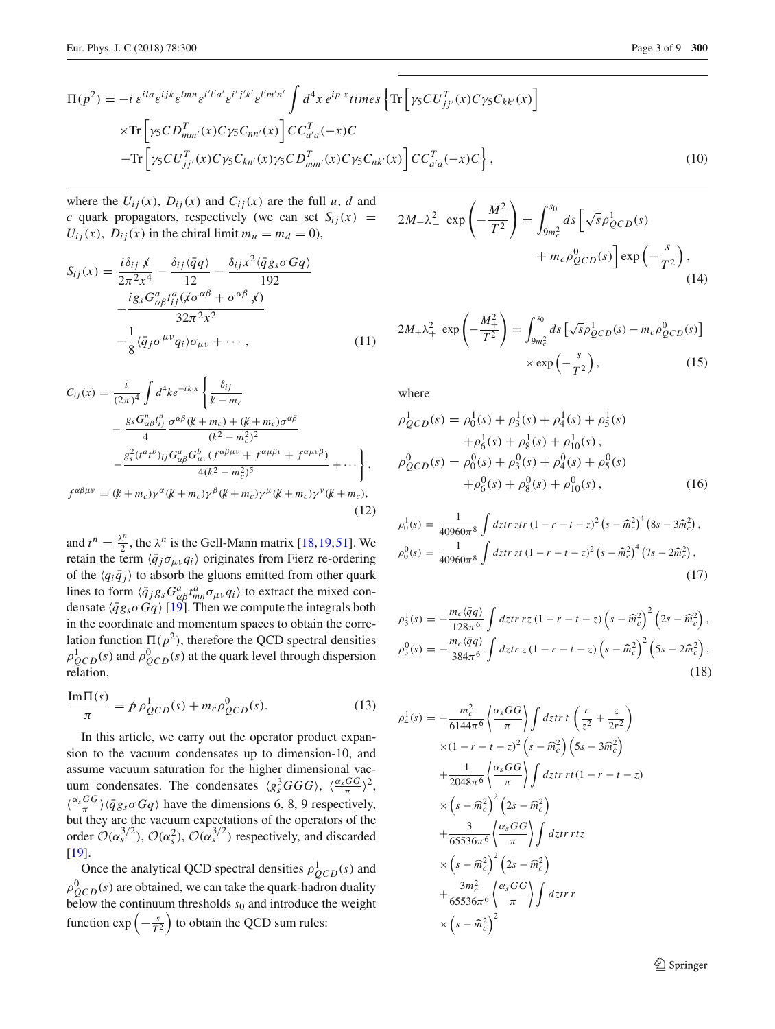$$
\begin{aligned}
\Pi(p^2) = & -i\,\varepsilon^{ila}\varepsilon^{ijk}\varepsilon^{lmn}\varepsilon^{i'l'a'}\varepsilon^{i'j'k'}\varepsilon^{l'm'n'} \int d^4x\, e^{ip\cdot x} times \left\{ \mathrm{Tr}\left[\gamma_5 C U^T_{jj'}(x) C \gamma_5 C_{kk'}(x)\right] \right. \\
& \times \mathrm{Tr}\left[\gamma_5 C D^T_{mm'}(x) C\gamma_5 C_{nn'}(x)\right] C C^T_{a'a}(-x) C \\
& \left. - \mathrm{Tr}\left[\gamma_5 C U^T_{jj'}(x) C \gamma_5 C_{kn'}(x) \gamma_5 C D^T_{mm'}(x) C\gamma_5 C_{nk'}(x)\right] C C^T_{a'a}(-x) C \right\},
\end{aligned} \tag{10}
$$

where the $U_{ij}(x)$, $D_{ij}(x)$ and $C_{ij}(x)$ are the full $u$, $d$ and $c$ quark propagators, respectively (we can set $S_{ij}(x) = U_{ij}(x),\ D_{ij}(x)$ in the chiral limit $m_u = m_d = 0$),

$$
\begin{aligned}
S_{ij}(x) = & \frac{i\delta_{ij}\,\not{x}}{2\pi^2 x^4} - \frac{\delta_{ij}\langle\bar{q}q\rangle}{12} - \frac{\delta_{ij}x^2\langle\bar{q}g_s\sigma Gq\rangle}{192} \\
& - \frac{i g_s G^a_{\alpha\beta} t^a_{ij}(\not{x}\sigma^{\alpha\beta} + \sigma^{\alpha\beta}\not{x})}{32\pi^2 x^2} \\
& - \frac{1}{8}\langle\bar{q}_j\sigma^{\mu\nu}q_i\rangle\sigma_{\mu\nu} + \cdots ,
\end{aligned} \tag{11}
$$

$$
\begin{aligned}
C_{ij}(x) = & \frac{i}{(2\pi)^4}\int d^4k e^{-ik\cdot x}\left\{ \frac{\delta_{ij}}{\not{k} - m_c} \right. \\
& - \frac{g_s G^n_{\alpha\beta} t^n_{ij}}{4} \frac{\sigma^{\alpha\beta}(\not{k}+m_c) + (\not{k}+m_c)\sigma^{\alpha\beta}}{(k^2-m_c^2)^2} \\
& \left. - \frac{g_s^2 (t^a t^b)_{ij} G^a_{\alpha\beta} G^b_{\mu\nu}(f^{\alpha\beta\mu\nu} + f^{\alpha\mu\beta\nu} + f^{\alpha\mu\nu\beta})}{4(k^2-m_c^2)^5} + \cdots \right\}, \\
f^{\alpha\beta\mu\nu} = & (\not{k}+m_c)\gamma^\alpha(\not{k}+m_c)\gamma^\beta(\not{k}+m_c)\gamma^\mu(\not{k}+m_c)\gamma^\nu(\not{k}+m_c),
\end{aligned} \tag{12}
$$

and $t^n = \frac{\lambda^n}{2}$, the $\lambda^n$ is the Gell-Mann matrix [18,19,51]. We retain the term $\langle\bar{q}_j\sigma_{\mu\nu}q_i\rangle$ originates from Fierz re-ordering of the $\langle q_i\bar{q}_j\rangle$ to absorb the gluons emitted from other quark lines to form $\langle\bar{q}_j g_s G^a_{\alpha\beta} t^a_{mn}\sigma_{\mu\nu}q_i\rangle$ to extract the mixed condensate $\langle\bar{q}g_s\sigma Gq\rangle$ [19]. Then we compute the integrals both in the coordinate and momentum spaces to obtain the correlation function $\Pi(p^2)$, therefore the QCD spectral densities $\rho^1_{QCD}(s)$ and $\rho^0_{QCD}(s)$ at the quark level through dispersion relation,

$$
\frac{\mathrm{Im}\Pi(s)}{\pi} = \not{p}\,\rho^1_{QCD}(s) + m_c\rho^0_{QCD}(s). \tag{13}
$$

In this article, we carry out the operator product expansion to the vacuum condensates up to dimension-10, and assume vacuum saturation for the higher dimensional vacuum condensates. The condensates $\langle g_s^3 GGG\rangle$, $\langle\frac{\alpha_s GG}{\pi}\rangle^2$, $\langle\frac{\alpha_s GG}{\pi}\rangle\langle\bar{q}g_s\sigma Gq\rangle$ have the dimensions 6, 8, 9 respectively, but they are the vacuum expectations of the operators of the order $\mathcal{O}(\alpha_s^{3/2})$, $\mathcal{O}(\alpha_s^2)$, $\mathcal{O}(\alpha_s^{3/2})$ respectively, and discarded [19].

Once the analytical QCD spectral densities $\rho^1_{QCD}(s)$ and $\rho^0_{QCD}(s)$ are obtained, we can take the quark-hadron duality below the continuum thresholds $s_0$ and introduce the weight function $\exp\left(-\frac{s}{T^2}\right)$ to obtain the QCD sum rules:

$$
2M_-\lambda_-^2\ \exp\left(-\frac{M_-^2}{T^2}\right) = \int_{9m_c^2}^{s_0} ds\left[\sqrt{s}\rho^1_{QCD}(s) + m_c\rho^0_{QCD}(s)\right]\exp\left(-\frac{s}{T^2}\right), \tag{14}
$$

$$
2M_+\lambda_+^2\ \exp\left(-\frac{M_+^2}{T^2}\right) = \int_{9m_c^2}^{s_0} ds\left[\sqrt{s}\rho^1_{QCD}(s) - m_c\rho^0_{QCD}(s)\right]\times\exp\left(-\frac{s}{T^2}\right), \tag{15}
$$

where

$$
\begin{aligned}
\rho^1_{QCD}(s) = & \rho^1_0(s) + \rho^1_3(s) + \rho^1_4(s) + \rho^1_5(s) \\
& + \rho^1_6(s) + \rho^1_8(s) + \rho^1_{10}(s), \\
\rho^0_{QCD}(s) = & \rho^0_0(s) + \rho^0_3(s) + \rho^0_4(s) + \rho^0_5(s) \\
& + \rho^0_6(s) + \rho^0_8(s) + \rho^0_{10}(s),
\end{aligned} \tag{16}
$$

$$
\begin{aligned}
\rho^1_0(s) = & \frac{1}{40960\pi^8}\int dztr\, ztr\,(1-r-t-z)^2\left(s-\widehat{m}_c^2\right)^4\left(8s-3\widehat{m}_c^2\right), \\
\rho^0_0(s) = & \frac{1}{40960\pi^8}\int dztr\, zt\,(1-r-t-z)^2\left(s-\widehat{m}_c^2\right)^4\left(7s-2\widehat{m}_c^2\right),
\end{aligned} \tag{17}
$$

$$
\begin{aligned}
\rho^1_3(s) = & -\frac{m_c\langle\bar{q}q\rangle}{128\pi^6}\int dztr\, rz\,(1-r-t-z)\left(s-\widehat{m}_c^2\right)^2\left(2s-\widehat{m}_c^2\right), \\
\rho^0_3(s) = & -\frac{m_c\langle\bar{q}q\rangle}{384\pi^6}\int dztr\, z\,(1-r-t-z)\left(s-\widehat{m}_c^2\right)^2\left(5s-2\widehat{m}_c^2\right),
\end{aligned} \tag{18}
$$

$$
\begin{aligned}
\rho^1_4(s) = & -\frac{m_c^2}{6144\pi^6}\left\langle\frac{\alpha_s GG}{\pi}\right\rangle\int dztr\, t\left(\frac{r}{z^2} + \frac{z}{2r^2}\right) \\
& \times(1-r-t-z)^2\left(s-\widehat{m}_c^2\right)\left(5s-3\widehat{m}_c^2\right) \\
& + \frac{1}{2048\pi^6}\left\langle\frac{\alpha_s GG}{\pi}\right\rangle\int dztr\, rt(1-r-t-z) \\
& \times\left(s-\widehat{m}_c^2\right)^2\left(2s-\widehat{m}_c^2\right) \\
& + \frac{3}{65536\pi^6}\left\langle\frac{\alpha_s GG}{\pi}\right\rangle\int dztr\, rtz \\
& \times\left(s-\widehat{m}_c^2\right)^2\left(2s-\widehat{m}_c^2\right) \\
& + \frac{3m_c^2}{65536\pi^6}\left\langle\frac{\alpha_s GG}{\pi}\right\rangle\int dztr\, r \\
& \times\left(s-\widehat{m}_c^2\right)^2
\end{aligned}
$$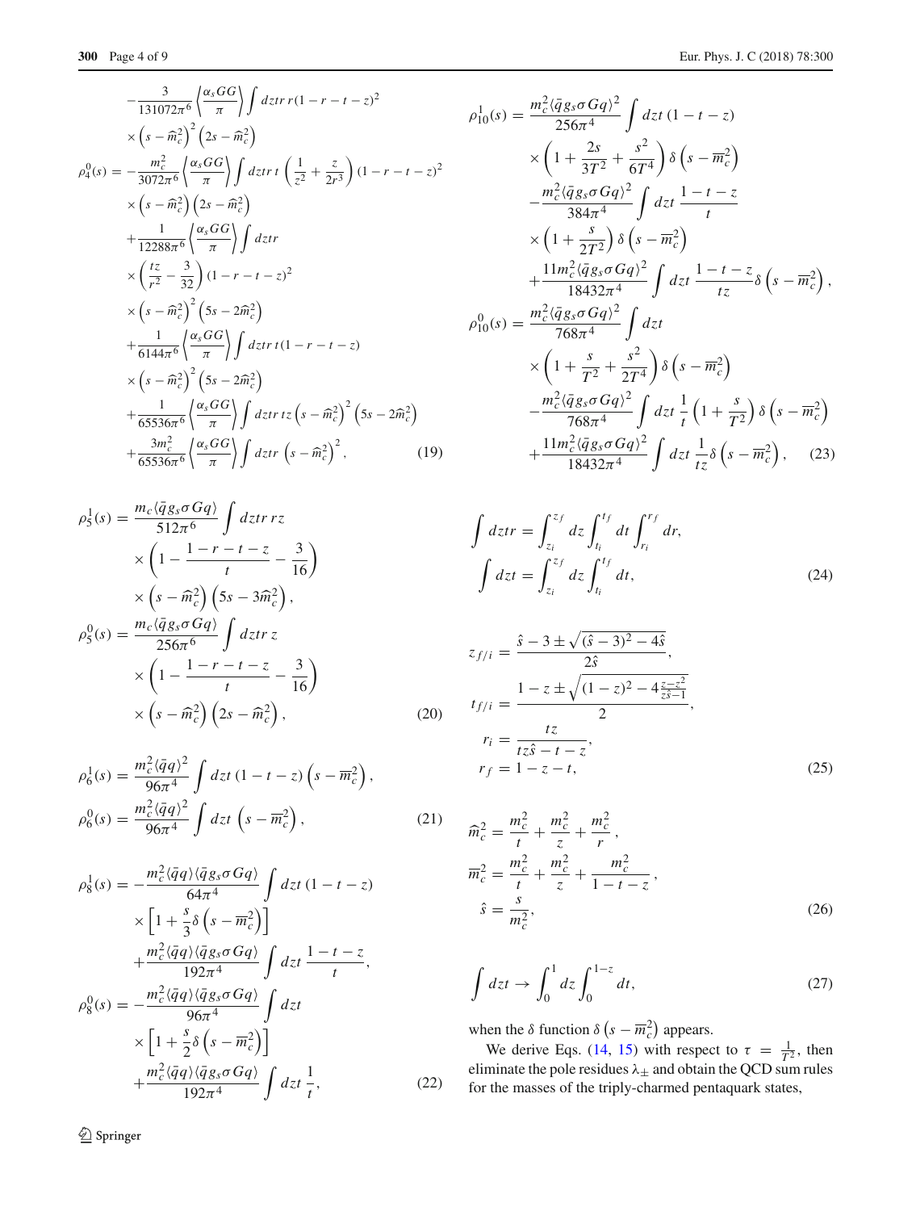$$
\begin{aligned}
&-\frac{3}{131072\pi^6}\left\langle\frac{\alpha_s GG}{\pi}\right\rangle\int dztr\, r(1-r-t-z)^2 \\
&\times\left(s-\widehat{m}_c^2\right)^2\left(2s-\widehat{m}_c^2\right)\\
\rho_4^0(s)=&-\frac{m_c^2}{3072\pi^6}\left\langle\frac{\alpha_s GG}{\pi}\right\rangle\int dztr\, t\left(\frac{1}{z^2}+\frac{z}{2r^3}\right)(1-r-t-z)^2\\
&\times\left(s-\widehat{m}_c^2\right)\left(2s-\widehat{m}_c^2\right)\\
&+\frac{1}{12288\pi^6}\left\langle\frac{\alpha_s GG}{\pi}\right\rangle\int dztr\\
&\times\left(\frac{tz}{r^2}-\frac{3}{32}\right)(1-r-t-z)^2\\
&\times\left(s-\widehat{m}_c^2\right)^2\left(5s-2\widehat{m}_c^2\right)\\
&+\frac{1}{6144\pi^6}\left\langle\frac{\alpha_s GG}{\pi}\right\rangle\int dztr\, t(1-r-t-z)\\
&\times\left(s-\widehat{m}_c^2\right)^2\left(5s-2\widehat{m}_c^2\right)\\
&+\frac{1}{65536\pi^6}\left\langle\frac{\alpha_s GG}{\pi}\right\rangle\int dztr\, tz\left(s-\widehat{m}_c^2\right)^2\left(5s-2\widehat{m}_c^2\right)\\
&+\frac{3m_c^2}{65536\pi^6}\left\langle\frac{\alpha_s GG}{\pi}\right\rangle\int dztr\left(s-\widehat{m}_c^2\right)^2, \qquad (19)
\end{aligned}
$$

$$
\begin{aligned}
\rho_5^1(s)=&\frac{m_c\langle\bar{q}g_s\sigma Gq\rangle}{512\pi^6}\int dztr\, rz\\
&\times\left(1-\frac{1-r-t-z}{t}-\frac{3}{16}\right)\\
&\times\left(s-\widehat{m}_c^2\right)\left(5s-3\widehat{m}_c^2\right),\\
\rho_5^0(s)=&\frac{m_c\langle\bar{q}g_s\sigma Gq\rangle}{256\pi^6}\int dztr\, z\\
&\times\left(1-\frac{1-r-t-z}{t}-\frac{3}{16}\right)\\
&\times\left(s-\widehat{m}_c^2\right)\left(2s-\widehat{m}_c^2\right), \qquad (20)
\end{aligned}
$$

$$
\begin{aligned}
\rho_6^1(s)=&\frac{m_c^2\langle\bar{q}q\rangle^2}{96\pi^4}\int dzt\,(1-t-z)\left(s-\overline{m}_c^2\right),\\
\rho_6^0(s)=&\frac{m_c^2\langle\bar{q}q\rangle^2}{96\pi^4}\int dzt\left(s-\overline{m}_c^2\right), \qquad (21)
\end{aligned}
$$

$$
\begin{aligned}
\rho_8^1(s)=&-\frac{m_c^2\langle\bar{q}q\rangle\langle\bar{q}g_s\sigma Gq\rangle}{64\pi^4}\int dzt\,(1-t-z)\\
&\times\left[1+\frac{s}{3}\delta\left(s-\overline{m}_c^2\right)\right]\\
&+\frac{m_c^2\langle\bar{q}q\rangle\langle\bar{q}g_s\sigma Gq\rangle}{192\pi^4}\int dzt\,\frac{1-t-z}{t},\\
\rho_8^0(s)=&-\frac{m_c^2\langle\bar{q}q\rangle\langle\bar{q}g_s\sigma Gq\rangle}{96\pi^4}\int dzt\\
&\times\left[1+\frac{s}{2}\delta\left(s-\overline{m}_c^2\right)\right]\\
&+\frac{m_c^2\langle\bar{q}q\rangle\langle\bar{q}g_s\sigma Gq\rangle}{192\pi^4}\int dzt\,\frac{1}{t}, \qquad (22)
\end{aligned}
$$

$$
\begin{aligned}
\rho_{10}^1(s)=&\frac{m_c^2\langle\bar{q}g_s\sigma Gq\rangle^2}{256\pi^4}\int dzt\,(1-t-z)\\
&\times\left(1+\frac{2s}{3T^2}+\frac{s^2}{6T^4}\right)\delta\left(s-\overline{m}_c^2\right)\\
&-\frac{m_c^2\langle\bar{q}g_s\sigma Gq\rangle^2}{384\pi^4}\int dzt\,\frac{1-t-z}{t}\\
&\times\left(1+\frac{s}{2T^2}\right)\delta\left(s-\overline{m}_c^2\right)\\
&+\frac{11m_c^2\langle\bar{q}g_s\sigma Gq\rangle^2}{18432\pi^4}\int dzt\,\frac{1-t-z}{tz}\delta\left(s-\overline{m}_c^2\right),\\
\rho_{10}^0(s)=&\frac{m_c^2\langle\bar{q}g_s\sigma Gq\rangle^2}{768\pi^4}\int dzt\\
&\times\left(1+\frac{s}{T^2}+\frac{s^2}{2T^4}\right)\delta\left(s-\overline{m}_c^2\right)\\
&-\frac{m_c^2\langle\bar{q}g_s\sigma Gq\rangle^2}{768\pi^4}\int dzt\,\frac{1}{t}\left(1+\frac{s}{T^2}\right)\delta\left(s-\overline{m}_c^2\right)\\
&+\frac{11m_c^2\langle\bar{q}g_s\sigma Gq\rangle^2}{18432\pi^4}\int dzt\,\frac{1}{tz}\delta\left(s-\overline{m}_c^2\right), \qquad (23)
\end{aligned}
$$

$$
\begin{aligned}
\int dztr&=\int_{z_i}^{z_f}dz\int_{t_i}^{t_f}dt\int_{r_i}^{r_f}dr,\\
\int dzt&=\int_{z_i}^{z_f}dz\int_{t_i}^{t_f}dt, \qquad (24)
\end{aligned}
$$

$$
\begin{aligned}
z_{f/i}&=\frac{\hat{s}-3\pm\sqrt{(\hat{s}-3)^2-4\hat{s}}}{2\hat{s}},\\
t_{f/i}&=\frac{1-z\pm\sqrt{(1-z)^2-4\frac{z-z^2}{z\hat{s}-1}}}{2},\\
r_i&=\frac{tz}{tz\hat{s}-t-z},\\
r_f&=1-z-t, \qquad (25)
\end{aligned}
$$

$$
\begin{aligned}
\widehat{m}_c^2&=\frac{m_c^2}{t}+\frac{m_c^2}{z}+\frac{m_c^2}{r},\\
\overline{m}_c^2&=\frac{m_c^2}{t}+\frac{m_c^2}{z}+\frac{m_c^2}{1-t-z},\\
\hat{s}&=\frac{s}{m_c^2}, \qquad (26)
\end{aligned}
$$

$$
\int dzt\to\int_0^1 dz\int_0^{1-z}dt, \qquad (27)
$$

when the $\delta$ function $\delta\left(s-\overline{m}_c^2\right)$ appears.

We derive Eqs. (14, 15) with respect to $\tau=\frac{1}{T^2}$, then eliminate the pole residues $\lambda_\pm$ and obtain the QCD sum rules for the masses of the triply-charmed pentaquark states,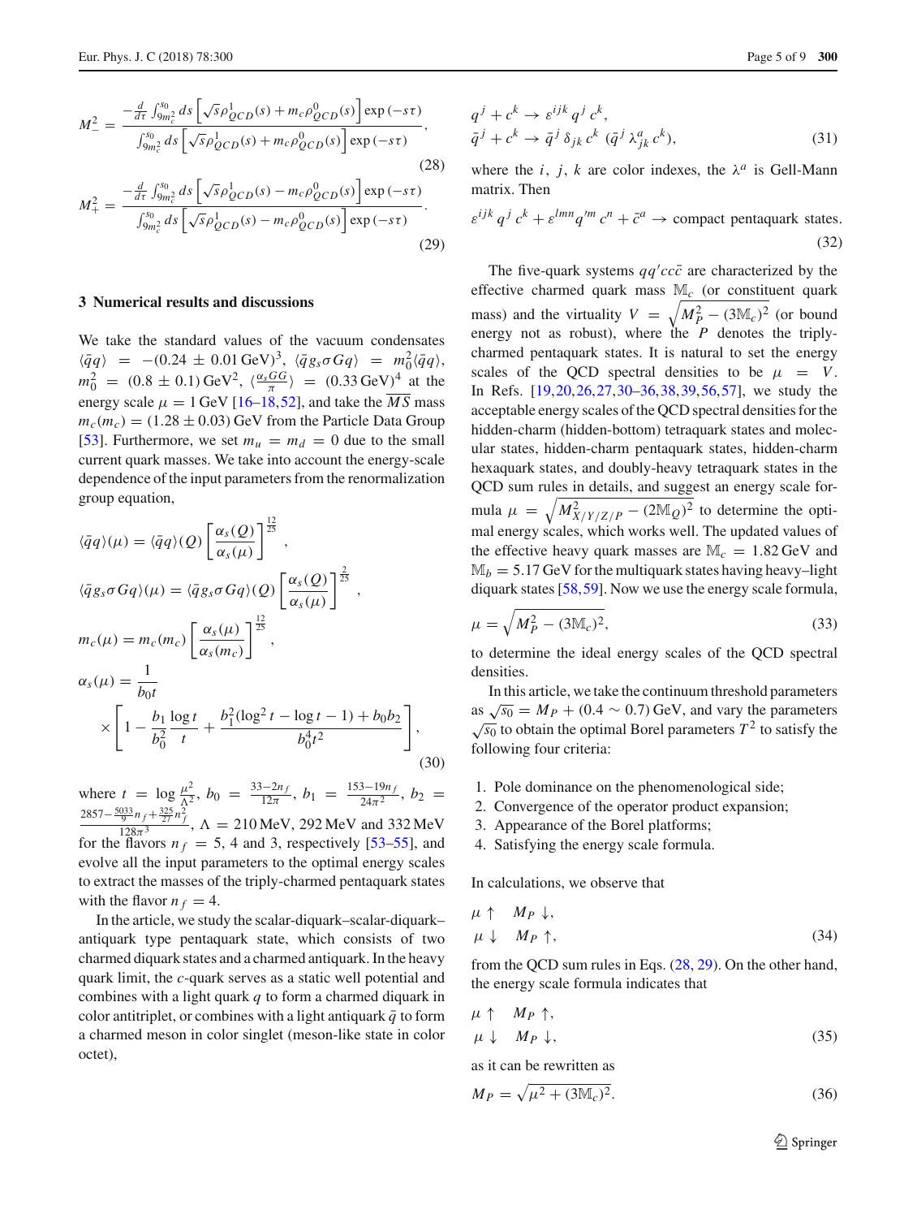$$M_-^2 = \frac{-\frac{d}{d\tau}\int_{9m_c^2}^{s_0} ds \left[\sqrt{s}\rho_{QCD}^1(s) + m_c\rho_{QCD}^0(s)\right]\exp(-s\tau)}{\int_{9m_c^2}^{s_0} ds \left[\sqrt{s}\rho_{QCD}^1(s) + m_c\rho_{QCD}^0(s)\right]\exp(-s\tau)}, \tag{28}$$

$$M_+^2 = \frac{-\frac{d}{d\tau}\int_{9m_c^2}^{s_0} ds \left[\sqrt{s}\rho_{QCD}^1(s) - m_c\rho_{QCD}^0(s)\right]\exp(-s\tau)}{\int_{9m_c^2}^{s_0} ds \left[\sqrt{s}\rho_{QCD}^1(s) - m_c\rho_{QCD}^0(s)\right]\exp(-s\tau)}. \tag{29}$$

## 3 Numerical results and discussions

We take the standard values of the vacuum condensates $\langle\bar{q}q\rangle = -(0.24 \pm 0.01\,\text{GeV})^3$, $\langle\bar{q}g_s\sigma Gq\rangle = m_0^2\langle\bar{q}q\rangle$, $m_0^2 = (0.8 \pm 0.1)\,\text{GeV}^2$, $\langle\frac{\alpha_s GG}{\pi}\rangle = (0.33\,\text{GeV})^4$ at the energy scale $\mu = 1\,\text{GeV}$ [16–18,52], and take the $\overline{MS}$ mass $m_c(m_c) = (1.28 \pm 0.03)$ GeV from the Particle Data Group [53]. Furthermore, we set $m_u = m_d = 0$ due to the small current quark masses. We take into account the energy-scale dependence of the input parameters from the renormalization group equation,

$$\langle\bar{q}q\rangle(\mu) = \langle\bar{q}q\rangle(Q)\left[\frac{\alpha_s(Q)}{\alpha_s(\mu)}\right]^{\frac{12}{25}},$$

$$\langle\bar{q}g_s\sigma Gq\rangle(\mu) = \langle\bar{q}g_s\sigma Gq\rangle(Q)\left[\frac{\alpha_s(Q)}{\alpha_s(\mu)}\right]^{\frac{2}{25}},$$

$$m_c(\mu) = m_c(m_c)\left[\frac{\alpha_s(\mu)}{\alpha_s(m_c)}\right]^{\frac{12}{25}},$$

$$\alpha_s(\mu) = \frac{1}{b_0 t}\left[1 - \frac{b_1}{b_0^2}\frac{\log t}{t} + \frac{b_1^2(\log^2 t - \log t - 1) + b_0 b_2}{b_0^4 t^2}\right], \tag{30}$$

where $t = \log\frac{\mu^2}{\Lambda^2}$, $b_0 = \frac{33-2n_f}{12\pi}$, $b_1 = \frac{153-19n_f}{24\pi^2}$, $b_2 = \frac{2857-\frac{5033}{9}n_f+\frac{325}{27}n_f^2}{128\pi^3}$, $\Lambda = 210\,\text{MeV}$, $292\,\text{MeV}$ and $332\,\text{MeV}$ for the flavors $n_f = 5$, 4 and 3, respectively [53–55], and evolve all the input parameters to the optimal energy scales to extract the masses of the triply-charmed pentaquark states with the flavor $n_f = 4$.

In the article, we study the scalar-diquark–scalar-diquark–antiquark type pentaquark state, which consists of two charmed diquark states and a charmed antiquark. In the heavy quark limit, the $c$-quark serves as a static well potential and combines with a light quark $q$ to form a charmed diquark in color antitriplet, or combines with a light antiquark $\bar{q}$ to form a charmed meson in color singlet (meson-like state in color octet),

$$q^j + c^k \to \varepsilon^{ijk}q^j c^k,$$
$$\bar{q}^j + c^k \to \bar{q}^j\delta_{jk}c^k\ (\bar{q}^j\lambda_{jk}^a c^k), \tag{31}$$

where the $i$, $j$, $k$ are color indexes, the $\lambda^a$ is Gell-Mann matrix. Then

$$\varepsilon^{ijk}q^j c^k + \varepsilon^{lmn}q'^m c^n + \bar{c}^a \to \text{compact pentaquark states}. \tag{32}$$

The five-quark systems $qq'cc\bar{c}$ are characterized by the effective charmed quark mass $\mathbb{M}_c$ (or constituent quark mass) and the virtuality $V = \sqrt{M_P^2 - (3\mathbb{M}_c)^2}$ (or bound energy not as robust), where the $P$ denotes the triply-charmed pentaquark states. It is natural to set the energy scales of the QCD spectral densities to be $\mu = V$. In Refs. [19,20,26,27,30–36,38,39,56,57], we study the acceptable energy scales of the QCD spectral densities for the hidden-charm (hidden-bottom) tetraquark states and molecular states, hidden-charm pentaquark states, hidden-charm hexaquark states, and doubly-heavy tetraquark states in the QCD sum rules in details, and suggest an energy scale formula $\mu = \sqrt{M_{X/Y/Z/P}^2 - (2\mathbb{M}_Q)^2}$ to determine the optimal energy scales, which works well. The updated values of the effective heavy quark masses are $\mathbb{M}_c = 1.82\,\text{GeV}$ and $\mathbb{M}_b = 5.17\,\text{GeV}$ for the multiquark states having heavy–light diquark states [58,59]. Now we use the energy scale formula,

$$\mu = \sqrt{M_P^2 - (3\mathbb{M}_c)^2}, \tag{33}$$

to determine the ideal energy scales of the QCD spectral densities.

In this article, we take the continuum threshold parameters as $\sqrt{s_0} = M_P + (0.4 \sim 0.7)$ GeV, and vary the parameters $\sqrt{s_0}$ to obtain the optimal Borel parameters $T^2$ to satisfy the following four criteria:

1. Pole dominance on the phenomenological side;
2. Convergence of the operator product expansion;
3. Appearance of the Borel platforms;
4. Satisfying the energy scale formula.

In calculations, we observe that

$$\mu \uparrow \quad M_P \downarrow,$$
$$\mu \downarrow \quad M_P \uparrow, \tag{34}$$

from the QCD sum rules in Eqs. (28, 29). On the other hand, the energy scale formula indicates that

$$\mu \uparrow \quad M_P \uparrow,$$
$$\mu \downarrow \quad M_P \downarrow, \tag{35}$$

as it can be rewritten as

$$M_P = \sqrt{\mu^2 + (3\mathbb{M}_c)^2}. \tag{36}$$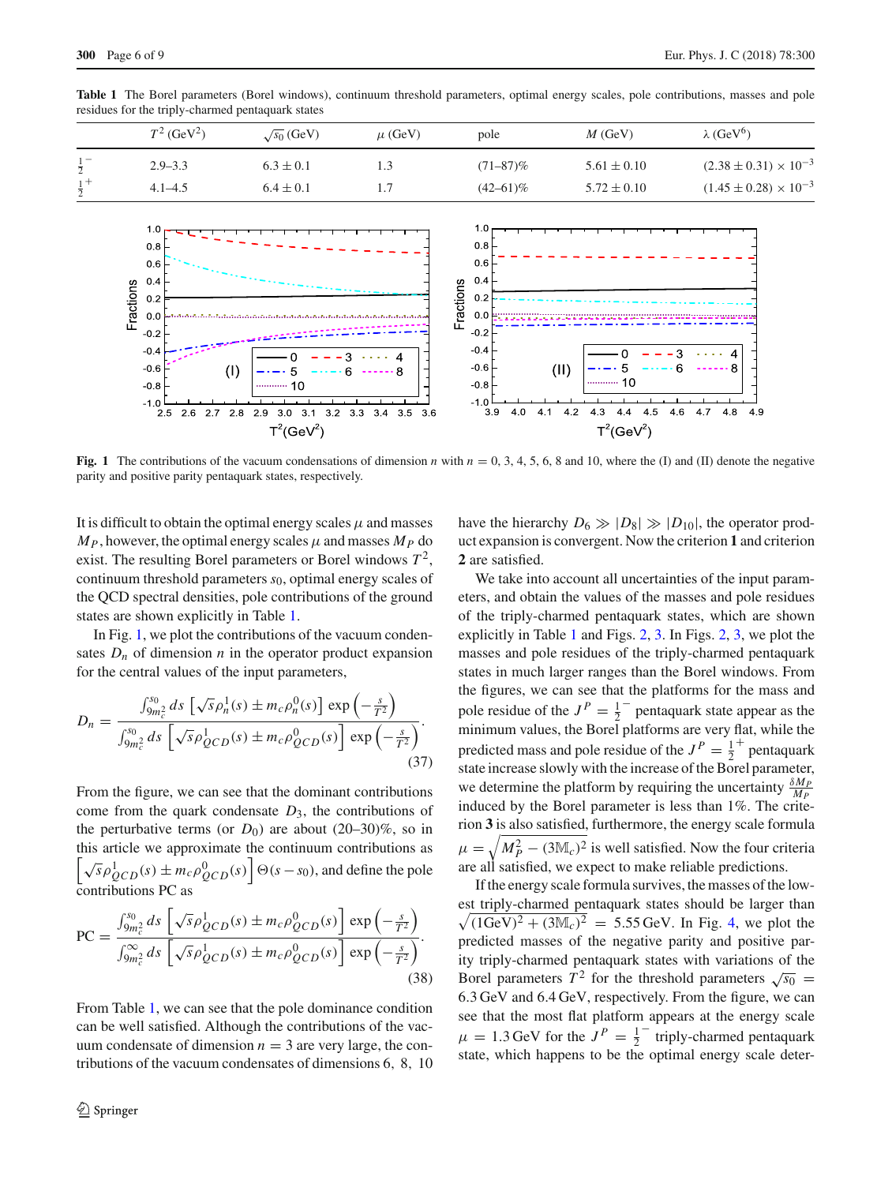**Table 1** The Borel parameters (Borel windows), continuum threshold parameters, optimal energy scales, pole contributions, masses and pole residues for the triply-charmed pentaquark states

| | $T^2$ (GeV$^2$) | $\sqrt{s_0}$ (GeV) | $\mu$ (GeV) | pole | $M$ (GeV) | $\lambda$ (GeV$^6$) |
|---|---|---|---|---|---|---|
| $\frac{1}{2}^-$ | 2.9–3.3 | $6.3 \pm 0.1$ | 1.3 | (71–87)% | $5.61 \pm 0.10$ | $(2.38 \pm 0.31) \times 10^{-3}$ |
| $\frac{1}{2}^+$ | 4.1–4.5 | $6.4 \pm 0.1$ | 1.7 | (42–61)% | $5.72 \pm 0.10$ | $(1.45 \pm 0.28) \times 10^{-3}$ |

**Fig. 1** The contributions of the vacuum condensations of dimension $n$ with $n = 0$, 3, 4, 5, 6, 8 and 10, where the (I) and (II) denote the negative parity and positive parity pentaquark states, respectively.

It is difficult to obtain the optimal energy scales $\mu$ and masses $M_P$, however, the optimal energy scales $\mu$ and masses $M_P$ do exist. The resulting Borel parameters or Borel windows $T^2$, continuum threshold parameters $s_0$, optimal energy scales of the QCD spectral densities, pole contributions of the ground states are shown explicitly in Table 1.

In Fig. 1, we plot the contributions of the vacuum condensates $D_n$ of dimension $n$ in the operator product expansion for the central values of the input parameters,

$$D_n = \frac{\int_{9m_c^2}^{s_0} ds \left[\sqrt{s}\rho_n^1(s) \pm m_c \rho_n^0(s)\right] \exp\left(-\frac{s}{T^2}\right)}{\int_{9m_c^2}^{s_0} ds \left[\sqrt{s}\rho_{QCD}^1(s) \pm m_c \rho_{QCD}^0(s)\right] \exp\left(-\frac{s}{T^2}\right)}. \tag{37}$$

From the figure, we can see that the dominant contributions come from the quark condensate $D_3$, the contributions of the perturbative terms (or $D_0$) are about (20–30)%, so in this article we approximate the continuum contributions as $\left[\sqrt{s}\rho_{QCD}^1(s) \pm m_c \rho_{QCD}^0(s)\right] \Theta(s - s_0)$, and define the pole contributions PC as

$$\mathrm{PC} = \frac{\int_{9m_c^2}^{s_0} ds \left[\sqrt{s}\rho_{QCD}^1(s) \pm m_c \rho_{QCD}^0(s)\right] \exp\left(-\frac{s}{T^2}\right)}{\int_{9m_c^2}^{\infty} ds \left[\sqrt{s}\rho_{QCD}^1(s) \pm m_c \rho_{QCD}^0(s)\right] \exp\left(-\frac{s}{T^2}\right)}. \tag{38}$$

From Table 1, we can see that the pole dominance condition can be well satisfied. Although the contributions of the vacuum condensate of dimension $n = 3$ are very large, the contributions of the vacuum condensates of dimensions 6, 8, 10 have the hierarchy $D_6 \gg |D_8| \gg |D_{10}|$, the operator product expansion is convergent. Now the criterion **1** and criterion **2** are satisfied.

We take into account all uncertainties of the input parameters, and obtain the values of the masses and pole residues of the triply-charmed pentaquark states, which are shown explicitly in Table 1 and Figs. 2, 3. In Figs. 2, 3, we plot the masses and pole residues of the triply-charmed pentaquark states in much larger ranges than the Borel windows. From the figures, we can see that the platforms for the mass and pole residue of the $J^P = \frac{1}{2}^-$ pentaquark state appear as the minimum values, the Borel platforms are very flat, while the predicted mass and pole residue of the $J^P = \frac{1}{2}^+$ pentaquark state increase slowly with the increase of the Borel parameter, we determine the platform by requiring the uncertainty $\frac{\delta M_P}{M_P}$ induced by the Borel parameter is less than 1%. The criterion **3** is also satisfied, furthermore, the energy scale formula $\mu = \sqrt{M_P^2 - (3\mathbb{M}_c)^2}$ is well satisfied. Now the four criteria are all satisfied, we expect to make reliable predictions.

If the energy scale formula survives, the masses of the lowest triply-charmed pentaquark states should be larger than $\sqrt{(1\mathrm{GeV})^2 + (3\mathbb{M}_c)^2} = 5.55\,\mathrm{GeV}$. In Fig. 4, we plot the predicted masses of the negative parity and positive parity triply-charmed pentaquark states with variations of the Borel parameters $T^2$ for the threshold parameters $\sqrt{s_0} =$ 6.3 GeV and 6.4 GeV, respectively. From the figure, we can see that the most flat platform appears at the energy scale $\mu = 1.3\,\mathrm{GeV}$ for the $J^P = \frac{1}{2}^-$ triply-charmed pentaquark state, which happens to be the optimal energy scale deter-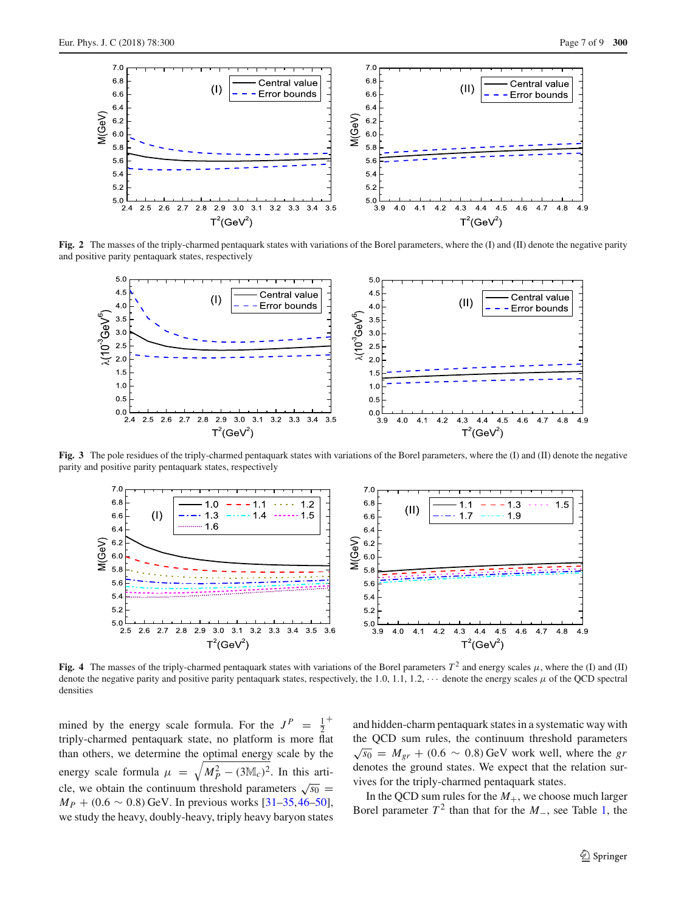**Fig. 2** The masses of the triply-charmed pentaquark states with variations of the Borel parameters, where the (I) and (II) denote the negative parity and positive parity pentaquark states, respectively

**Fig. 3** The pole residues of the triply-charmed pentaquark states with variations of the Borel parameters, where the (I) and (II) denote the negative parity and positive parity pentaquark states, respectively

**Fig. 4** The masses of the triply-charmed pentaquark states with variations of the Borel parameters $T^2$ and energy scales $\mu$, where the (I) and (II) denote the negative parity and positive parity pentaquark states, respectively, the 1.0, 1.1, 1.2, $\cdots$ denote the energy scales $\mu$ of the QCD spectral densities

mined by the energy scale formula. For the $J^P = \frac{1}{2}^+$ triply-charmed pentaquark state, no platform is more flat than others, we determine the optimal energy scale by the energy scale formula $\mu = \sqrt{M_P^2 - (3\mathbb{M}_c)^2}$. In this article, we obtain the continuum threshold parameters $\sqrt{s_0} = M_P + (0.6 \sim 0.8)$ GeV. In previous works [31–35,46–50], we study the heavy, doubly-heavy, triply heavy baryon states and hidden-charm pentaquark states in a systematic way with the QCD sum rules, the continuum threshold parameters $\sqrt{s_0} = M_{gr} + (0.6 \sim 0.8)$ GeV work well, where the $gr$ denotes the ground states. We expect that the relation survives for the triply-charmed pentaquark states.

In the QCD sum rules for the $M_+$, we choose much larger Borel parameter $T^2$ than that for the $M_-$, see Table 1, the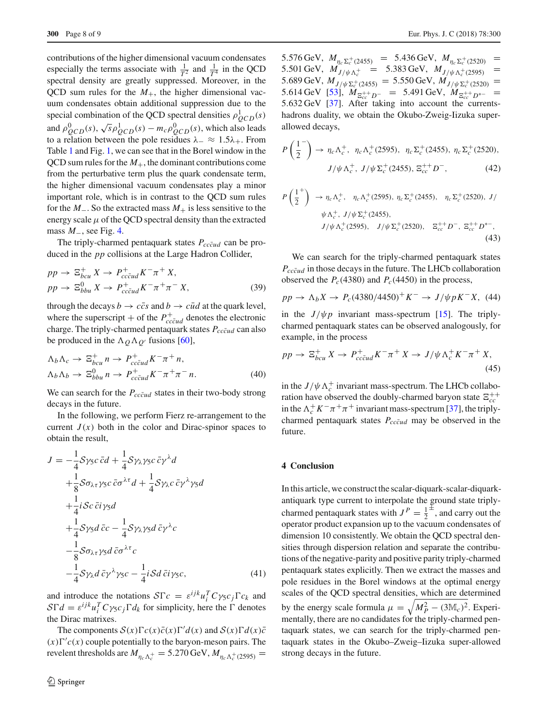contributions of the higher dimensional vacuum condensates especially the terms associate with $\frac{1}{T^2}$ and $\frac{1}{T^4}$ in the QCD spectral density are greatly suppressed. Moreover, in the QCD sum rules for the $M_+$, the higher dimensional vacuum condensates obtain additional suppression due to the special combination of the QCD spectral densities $\rho^1_{QCD}(s)$ and $\rho^0_{QCD}(s)$, $\sqrt{s}\rho^1_{QCD}(s) - m_c\rho^0_{QCD}(s)$, which also leads to a relation between the pole residues $\lambda_- \approx 1.5\lambda_+$. From Table 1 and Fig. 1, we can see that in the Borel window in the QCD sum rules for the $M_+$, the dominant contributions come from the perturbative term plus the quark condensate term, the higher dimensional vacuum condensates play a minor important role, which is in contrast to the QCD sum rules for the $M_-$. So the extracted mass $M_+$ is less sensitive to the energy scale $\mu$ of the QCD spectral density than the extracted mass $M_-$, see Fig. 4.

The triply-charmed pentaquark states $P_{cc\bar{c}ud}$ can be produced in the $pp$ collisions at the Large Hadron Collider,

$$
\begin{aligned}
pp &\to \Xi^+_{bcu}\,X \to P^+_{cc\bar{c}ud}K^-\pi^+\,X, \\
pp &\to \Xi^0_{bbu}\,X \to P^+_{cc\bar{c}ud}K^-\pi^+\pi^-\,X,
\end{aligned}
\tag{39}
$$

through the decays $b \to c\bar{c}s$ and $b \to c\bar{u}d$ at the quark level, where the superscript $+$ of the $P^+_{cc\bar{c}ud}$ denotes the electronic charge. The triply-charmed pentaquark states $P_{cc\bar{c}ud}$ can also be produced in the $\Lambda_Q\Lambda_{Q'}$ fusions [60],

$$
\begin{aligned}
\Lambda_b\Lambda_c &\to \Xi^+_{bcu}\,n \to P^+_{cc\bar{c}ud}K^-\pi^+\,n, \\
\Lambda_b\Lambda_b &\to \Xi^0_{bbu}\,n \to P^+_{cc\bar{c}ud}K^-\pi^+\pi^-\,n.
\end{aligned}
\tag{40}
$$

We can search for the $P_{cc\bar{c}ud}$ states in their two-body strong decays in the future.

In the following, we perform Fierz re-arrangement to the current $J(x)$ both in the color and Dirac-spinor spaces to obtain the result,

$$
\begin{aligned}
J = &-\frac{1}{4}\mathcal{S}\gamma_5 c\,\bar{c}d + \frac{1}{4}\mathcal{S}\gamma_\lambda\gamma_5 c\,\bar{c}\gamma^\lambda d \\
&+\frac{1}{8}\mathcal{S}\sigma_{\lambda\tau}\gamma_5 c\,\bar{c}\sigma^{\lambda\tau}d + \frac{1}{4}\mathcal{S}\gamma_\lambda c\,\bar{c}\gamma^\lambda\gamma_5 d \\
&+\frac{1}{4}i\mathcal{S}c\,\bar{c}i\gamma_5 d \\
&+\frac{1}{4}\mathcal{S}\gamma_5 d\,\bar{c}c - \frac{1}{4}\mathcal{S}\gamma_\lambda\gamma_5 d\,\bar{c}\gamma^\lambda c \\
&-\frac{1}{8}\mathcal{S}\sigma_{\lambda\tau}\gamma_5 d\,\bar{c}\sigma^{\lambda\tau}c \\
&-\frac{1}{4}\mathcal{S}\gamma_\lambda d\,\bar{c}\gamma^\lambda\gamma_5 c - \frac{1}{4}i\mathcal{S}d\,\bar{c}i\gamma_5 c,
\end{aligned}
\tag{41}
$$

and introduce the notations $\mathcal{S}\Gamma c = \varepsilon^{ijk}u_i^T C\gamma_5 c_j \Gamma c_k$ and $\mathcal{S}\Gamma d = \varepsilon^{ijk}u_i^T C\gamma_5 c_j \Gamma d_k$ for simplicity, here the $\Gamma$ denotes the Dirac matrixes.

The components $\mathcal{S}(x)\Gamma c(x)\bar{c}(x)\Gamma' d(x)$ and $\mathcal{S}(x)\Gamma d(x)\bar{c}(x)\Gamma' c(x)$ couple potentially to the baryon-meson pairs. The revelent thresholds are $M_{\eta_c\Lambda_c^+} = 5.270\,\text{GeV}$, $M_{\eta_c\Lambda_c^+(2595)} = 5.576\,\text{GeV}$, $M_{\eta_c\Sigma_c^+(2455)} = 5.436\,\text{GeV}$, $M_{\eta_c\Sigma_c^+(2520)} = 5.501\,\text{GeV}$, $M_{J/\psi\Lambda_c^+} = 5.383\,\text{GeV}$, $M_{J/\psi\Lambda_c^+(2595)} = 5.689\,\text{GeV}$, $M_{J/\psi\Sigma_c^+(2455)} = 5.550\,\text{GeV}$, $M_{J/\psi\Sigma_c^+(2520)} = 5.614\,\text{GeV}$ [53], $M_{\Xi_{cc}^{++}D^-} = 5.491\,\text{GeV}$, $M_{\Xi_{cc}^{++}D^{*-}} = 5.632\,\text{GeV}$ [37]. After taking into account the currents-hadrons duality, we obtain the Okubo-Zweig-Iizuka super-allowed decays,

$$
\begin{aligned}
P\left(\frac{1}{2}^-\right) \to\; &\eta_c\Lambda_c^+,\; \eta_c\Lambda_c^+(2595),\; \eta_c\Sigma_c^+(2455),\; \eta_c\Sigma_c^+(2520), \\
&J/\psi\Lambda_c^+,\; J/\psi\Sigma_c^+(2455),\; \Xi_{cc}^{++}D^-,
\end{aligned}
\tag{42}
$$

$$
\begin{aligned}
P\left(\frac{1}{2}^+\right) \to\; &\eta_c\Lambda_c^+,\; \eta_c\Lambda_c^+(2595),\; \eta_c\Sigma_c^+(2455),\; \eta_c\Sigma_c^+(2520),\; J/\psi\Lambda_c^+,\; J/\psi\Sigma_c^+(2455), \\
&J/\psi\Lambda_c^+(2595),\; J/\psi\Sigma_c^+(2520),\; \Xi_{cc}^{++}D^-,\; \Xi_{cc}^{++}D^{*-},
\end{aligned}
\tag{43}
$$

We can search for the triply-charmed pentaquark states $P_{cc\bar{c}ud}$ in those decays in the future. The LHCb collaboration observed the $P_c(4380)$ and $P_c(4450)$ in the process,

$$
pp \to \Lambda_b X \to P_c(4380/4450)^+K^- \to J/\psi pK^- X, \tag{44}
$$

in the $J/\psi p$ invariant mass-spectrum [15]. The triply-charmed pentaquark states can be observed analogously, for example, in the process

$$
pp \to \Xi^+_{bcu}\,X \to P^+_{cc\bar{c}ud}K^-\pi^+\,X \to J/\psi\Lambda_c^+K^-\pi^+\,X, \tag{45}
$$

in the $J/\psi\Lambda_c^+$ invariant mass-spectrum. The LHCb collaboration have observed the doubly-charmed baryon state $\Xi_{cc}^{++}$ in the $\Lambda_c^+K^-\pi^+\pi^+$ invariant mass-spectrum [37], the triply-charmed pentaquark states $P_{cc\bar{c}ud}$ may be observed in the future.

## 4 Conclusion

In this article, we construct the scalar-diquark-scalar-diquark-antiquark type current to interpolate the ground state triply-charmed pentaquark states with $J^P = \frac{1}{2}^\pm$, and carry out the operator product expansion up to the vacuum condensates of dimension 10 consistently. We obtain the QCD spectral densities through dispersion relation and separate the contributions of the negative-parity and positive parity triply-charmed pentaquark states explicitly. Then we extract the masses and pole residues in the Borel windows at the optimal energy scales of the QCD spectral densities, which are determined by the energy scale formula $\mu = \sqrt{M_P^2 - (3\mathbb{M}_c)^2}$. Experimentally, there are no candidates for the triply-charmed pentaquark states, we can search for the triply-charmed pentaquark states in the Okubo–Zweig–Iizuka super-allowed strong decays in the future.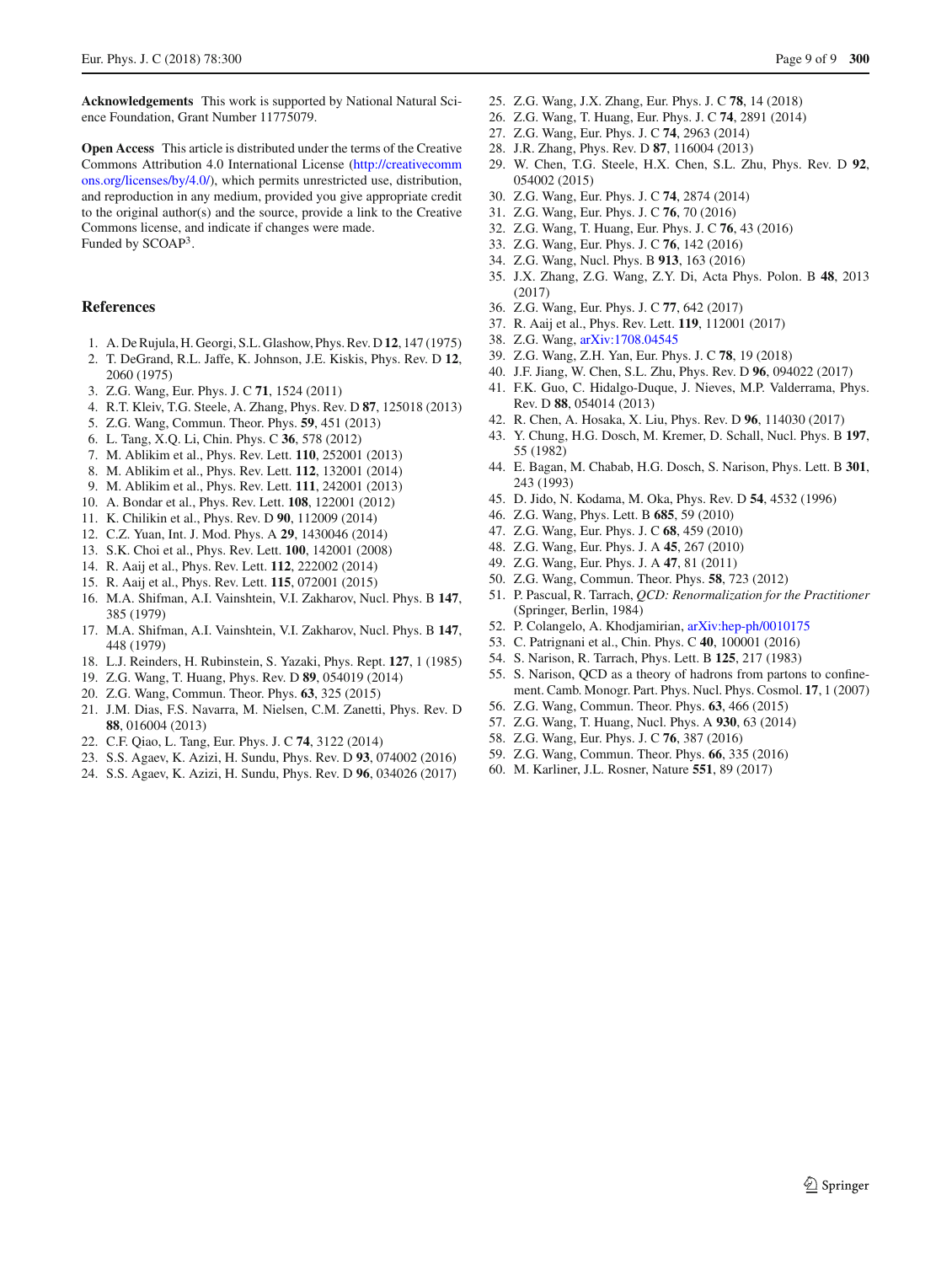**Acknowledgements** This work is supported by National Natural Science Foundation, Grant Number 11775079.

**Open Access** This article is distributed under the terms of the Creative Commons Attribution 4.0 International License (http://creativecommons.org/licenses/by/4.0/), which permits unrestricted use, distribution, and reproduction in any medium, provided you give appropriate credit to the original author(s) and the source, provide a link to the Creative Commons license, and indicate if changes were made.
Funded by SCOAP$^3$.

## References

1. A. De Rujula, H. Georgi, S.L. Glashow, Phys. Rev. D **12**, 147 (1975)
2. T. DeGrand, R.L. Jaffe, K. Johnson, J.E. Kiskis, Phys. Rev. D **12**, 2060 (1975)
3. Z.G. Wang, Eur. Phys. J. C **71**, 1524 (2011)
4. R.T. Kleiv, T.G. Steele, A. Zhang, Phys. Rev. D **87**, 125018 (2013)
5. Z.G. Wang, Commun. Theor. Phys. **59**, 451 (2013)
6. L. Tang, X.Q. Li, Chin. Phys. C **36**, 578 (2012)
7. M. Ablikim et al., Phys. Rev. Lett. **110**, 252001 (2013)
8. M. Ablikim et al., Phys. Rev. Lett. **112**, 132001 (2014)
9. M. Ablikim et al., Phys. Rev. Lett. **111**, 242001 (2013)
10. A. Bondar et al., Phys. Rev. Lett. **108**, 122001 (2012)
11. K. Chilikin et al., Phys. Rev. D **90**, 112009 (2014)
12. C.Z. Yuan, Int. J. Mod. Phys. A **29**, 1430046 (2014)
13. S.K. Choi et al., Phys. Rev. Lett. **100**, 142001 (2008)
14. R. Aaij et al., Phys. Rev. Lett. **112**, 222002 (2014)
15. R. Aaij et al., Phys. Rev. Lett. **115**, 072001 (2015)
16. M.A. Shifman, A.I. Vainshtein, V.I. Zakharov, Nucl. Phys. B **147**, 385 (1979)
17. M.A. Shifman, A.I. Vainshtein, V.I. Zakharov, Nucl. Phys. B **147**, 448 (1979)
18. L.J. Reinders, H. Rubinstein, S. Yazaki, Phys. Rept. **127**, 1 (1985)
19. Z.G. Wang, T. Huang, Phys. Rev. D **89**, 054019 (2014)
20. Z.G. Wang, Commun. Theor. Phys. **63**, 325 (2015)
21. J.M. Dias, F.S. Navarra, M. Nielsen, C.M. Zanetti, Phys. Rev. D **88**, 016004 (2013)
22. C.F. Qiao, L. Tang, Eur. Phys. J. C **74**, 3122 (2014)
23. S.S. Agaev, K. Azizi, H. Sundu, Phys. Rev. D **93**, 074002 (2016)
24. S.S. Agaev, K. Azizi, H. Sundu, Phys. Rev. D **96**, 034026 (2017)
25. Z.G. Wang, J.X. Zhang, Eur. Phys. J. C **78**, 14 (2018)
26. Z.G. Wang, T. Huang, Eur. Phys. J. C **74**, 2891 (2014)
27. Z.G. Wang, Eur. Phys. J. C **74**, 2963 (2014)
28. J.R. Zhang, Phys. Rev. D **87**, 116004 (2013)
29. W. Chen, T.G. Steele, H.X. Chen, S.L. Zhu, Phys. Rev. D **92**, 054002 (2015)
30. Z.G. Wang, Eur. Phys. J. C **74**, 2874 (2014)
31. Z.G. Wang, Eur. Phys. J. C **76**, 70 (2016)
32. Z.G. Wang, T. Huang, Eur. Phys. J. C **76**, 43 (2016)
33. Z.G. Wang, Eur. Phys. J. C **76**, 142 (2016)
34. Z.G. Wang, Nucl. Phys. B **913**, 163 (2016)
35. J.X. Zhang, Z.G. Wang, Z.Y. Di, Acta Phys. Polon. B **48**, 2013 (2017)
36. Z.G. Wang, Eur. Phys. J. C **77**, 642 (2017)
37. R. Aaij et al., Phys. Rev. Lett. **119**, 112001 (2017)
38. Z.G. Wang, arXiv:1708.04545
39. Z.G. Wang, Z.H. Yan, Eur. Phys. J. C **78**, 19 (2018)
40. J.F. Jiang, W. Chen, S.L. Zhu, Phys. Rev. D **96**, 094022 (2017)
41. F.K. Guo, C. Hidalgo-Duque, J. Nieves, M.P. Valderrama, Phys. Rev. D **88**, 054014 (2013)
42. R. Chen, A. Hosaka, X. Liu, Phys. Rev. D **96**, 114030 (2017)
43. Y. Chung, H.G. Dosch, M. Kremer, D. Schall, Nucl. Phys. B **197**, 55 (1982)
44. E. Bagan, M. Chabab, H.G. Dosch, S. Narison, Phys. Lett. B **301**, 243 (1993)
45. D. Jido, N. Kodama, M. Oka, Phys. Rev. D **54**, 4532 (1996)
46. Z.G. Wang, Phys. Lett. B **685**, 59 (2010)
47. Z.G. Wang, Eur. Phys. J. C **68**, 459 (2010)
48. Z.G. Wang, Eur. Phys. J. A **45**, 267 (2010)
49. Z.G. Wang, Eur. Phys. J. A **47**, 81 (2011)
50. Z.G. Wang, Commun. Theor. Phys. **58**, 723 (2012)
51. P. Pascual, R. Tarrach, *QCD: Renormalization for the Practitioner* (Springer, Berlin, 1984)
52. P. Colangelo, A. Khodjamirian, arXiv:hep-ph/0010175
53. C. Patrignani et al., Chin. Phys. C **40**, 100001 (2016)
54. S. Narison, R. Tarrach, Phys. Lett. B **125**, 217 (1983)
55. S. Narison, QCD as a theory of hadrons from partons to confinement. Camb. Monogr. Part. Phys. Nucl. Phys. Cosmol. **17**, 1 (2007)
56. Z.G. Wang, Commun. Theor. Phys. **63**, 466 (2015)
57. Z.G. Wang, T. Huang, Nucl. Phys. A **930**, 63 (2014)
58. Z.G. Wang, Eur. Phys. J. C **76**, 387 (2016)
59. Z.G. Wang, Commun. Theor. Phys. **66**, 335 (2016)
60. M. Karliner, J.L. Rosner, Nature **551**, 89 (2017)